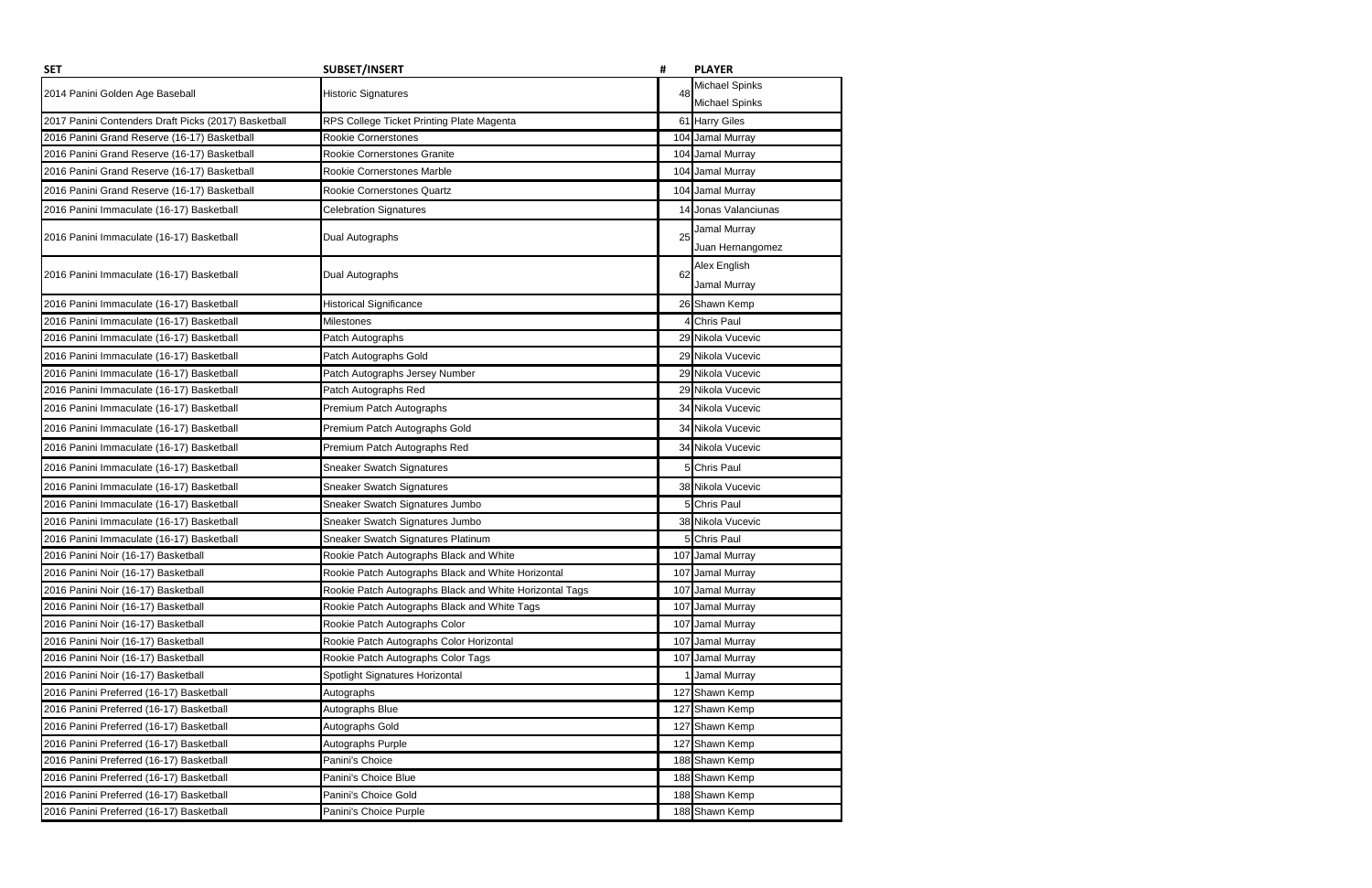| SET | SUBSET/INSERT | # | PLAYER |
|---|---|---|---|
| 2014 Panini Golden Age Baseball | Historic Signatures | 48 | Michael Spinks<br>Michael Spinks |
| 2017 Panini Contenders Draft Picks (2017) Basketball | RPS College Ticket Printing Plate Magenta | 61 | Harry Giles |
| 2016 Panini Grand Reserve (16-17) Basketball | Rookie Cornerstones | 104 | Jamal Murray |
| 2016 Panini Grand Reserve (16-17) Basketball | Rookie Cornerstones Granite | 104 | Jamal Murray |
| 2016 Panini Grand Reserve (16-17) Basketball | Rookie Cornerstones Marble | 104 | Jamal Murray |
| 2016 Panini Grand Reserve (16-17) Basketball | Rookie Cornerstones Quartz | 104 | Jamal Murray |
| 2016 Panini Immaculate (16-17) Basketball | Celebration Signatures | 14 | Jonas Valanciunas |
| 2016 Panini Immaculate (16-17) Basketball | Dual Autographs | 25 | Jamal Murray<br>Juan Hernangomez |
| 2016 Panini Immaculate (16-17) Basketball | Dual Autographs | 62 | Alex English<br>Jamal Murray |
| 2016 Panini Immaculate (16-17) Basketball | Historical Significance | 26 | Shawn Kemp |
| 2016 Panini Immaculate (16-17) Basketball | Milestones | 4 | Chris Paul |
| 2016 Panini Immaculate (16-17) Basketball | Patch Autographs | 29 | Nikola Vucevic |
| 2016 Panini Immaculate (16-17) Basketball | Patch Autographs Gold | 29 | Nikola Vucevic |
| 2016 Panini Immaculate (16-17) Basketball | Patch Autographs Jersey Number | 29 | Nikola Vucevic |
| 2016 Panini Immaculate (16-17) Basketball | Patch Autographs Red | 29 | Nikola Vucevic |
| 2016 Panini Immaculate (16-17) Basketball | Premium Patch Autographs | 34 | Nikola Vucevic |
| 2016 Panini Immaculate (16-17) Basketball | Premium Patch Autographs Gold | 34 | Nikola Vucevic |
| 2016 Panini Immaculate (16-17) Basketball | Premium Patch Autographs Red | 34 | Nikola Vucevic |
| 2016 Panini Immaculate (16-17) Basketball | Sneaker Swatch Signatures | 5 | Chris Paul |
| 2016 Panini Immaculate (16-17) Basketball | Sneaker Swatch Signatures | 38 | Nikola Vucevic |
| 2016 Panini Immaculate (16-17) Basketball | Sneaker Swatch Signatures Jumbo | 5 | Chris Paul |
| 2016 Panini Immaculate (16-17) Basketball | Sneaker Swatch Signatures Jumbo | 38 | Nikola Vucevic |
| 2016 Panini Immaculate (16-17) Basketball | Sneaker Swatch Signatures Platinum | 5 | Chris Paul |
| 2016 Panini Noir (16-17) Basketball | Rookie Patch Autographs Black and White | 107 | Jamal Murray |
| 2016 Panini Noir (16-17) Basketball | Rookie Patch Autographs Black and White Horizontal | 107 | Jamal Murray |
| 2016 Panini Noir (16-17) Basketball | Rookie Patch Autographs Black and White Horizontal Tags | 107 | Jamal Murray |
| 2016 Panini Noir (16-17) Basketball | Rookie Patch Autographs Black and White Tags | 107 | Jamal Murray |
| 2016 Panini Noir (16-17) Basketball | Rookie Patch Autographs Color | 107 | Jamal Murray |
| 2016 Panini Noir (16-17) Basketball | Rookie Patch Autographs Color Horizontal | 107 | Jamal Murray |
| 2016 Panini Noir (16-17) Basketball | Rookie Patch Autographs Color Tags | 107 | Jamal Murray |
| 2016 Panini Noir (16-17) Basketball | Spotlight Signatures Horizontal | 1 | Jamal Murray |
| 2016 Panini Preferred (16-17) Basketball | Autographs | 127 | Shawn Kemp |
| 2016 Panini Preferred (16-17) Basketball | Autographs Blue | 127 | Shawn Kemp |
| 2016 Panini Preferred (16-17) Basketball | Autographs Gold | 127 | Shawn Kemp |
| 2016 Panini Preferred (16-17) Basketball | Autographs Purple | 127 | Shawn Kemp |
| 2016 Panini Preferred (16-17) Basketball | Panini's Choice | 188 | Shawn Kemp |
| 2016 Panini Preferred (16-17) Basketball | Panini's Choice Blue | 188 | Shawn Kemp |
| 2016 Panini Preferred (16-17) Basketball | Panini's Choice Gold | 188 | Shawn Kemp |
| 2016 Panini Preferred (16-17) Basketball | Panini's Choice Purple | 188 | Shawn Kemp |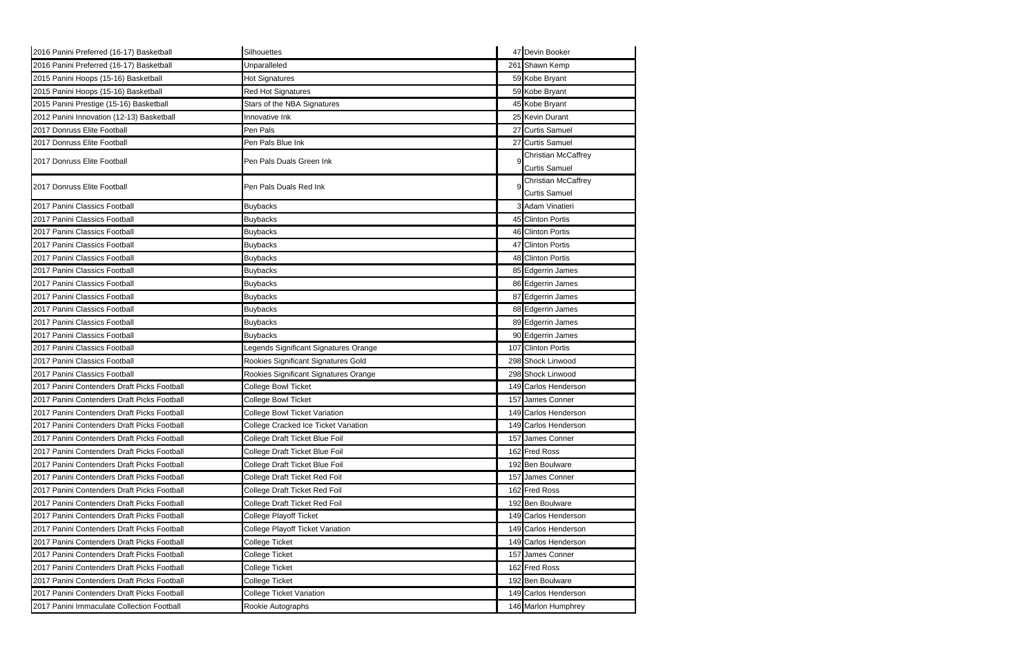| 2016 Panini Preferred (16-17) Basketball | Silhouettes | 47 | Devin Booker |
|---|---|---|---|
| 2016 Panini Preferred (16-17) Basketball | Unparalleled | 261 | Shawn Kemp |
| 2015 Panini Hoops (15-16) Basketball | Hot Signatures | 59 | Kobe Bryant |
| 2015 Panini Hoops (15-16) Basketball | Red Hot Signatures | 59 | Kobe Bryant |
| 2015 Panini Prestige (15-16) Basketball | Stars of the NBA Signatures | 45 | Kobe Bryant |
| 2012 Panini Innovation (12-13) Basketball | Innovative Ink | 25 | Kevin Durant |
| 2017 Donruss Elite Football | Pen Pals | 27 | Curtis Samuel |
| 2017 Donruss Elite Football | Pen Pals Blue Ink | 27 | Curtis Samuel |
| 2017 Donruss Elite Football | Pen Pals Duals Green Ink | 9 | Christian McCaffrey Curtis Samuel |
| 2017 Donruss Elite Football | Pen Pals Duals Red Ink | 9 | Christian McCaffrey Curtis Samuel |
| 2017 Panini Classics Football | Buybacks | 3 | Adam Vinatieri |
| 2017 Panini Classics Football | Buybacks | 45 | Clinton Portis |
| 2017 Panini Classics Football | Buybacks | 46 | Clinton Portis |
| 2017 Panini Classics Football | Buybacks | 47 | Clinton Portis |
| 2017 Panini Classics Football | Buybacks | 48 | Clinton Portis |
| 2017 Panini Classics Football | Buybacks | 85 | Edgerrin James |
| 2017 Panini Classics Football | Buybacks | 86 | Edgerrin James |
| 2017 Panini Classics Football | Buybacks | 87 | Edgerrin James |
| 2017 Panini Classics Football | Buybacks | 88 | Edgerrin James |
| 2017 Panini Classics Football | Buybacks | 89 | Edgerrin James |
| 2017 Panini Classics Football | Buybacks | 90 | Edgerrin James |
| 2017 Panini Classics Football | Legends Significant Signatures Orange | 107 | Clinton Portis |
| 2017 Panini Classics Football | Rookies Significant Signatures Gold | 298 | Shock Linwood |
| 2017 Panini Classics Football | Rookies Significant Signatures Orange | 298 | Shock Linwood |
| 2017 Panini Contenders Draft Picks Football | College Bowl Ticket | 149 | Carlos Henderson |
| 2017 Panini Contenders Draft Picks Football | College Bowl Ticket | 157 | James Conner |
| 2017 Panini Contenders Draft Picks Football | College Bowl Ticket Variation | 149 | Carlos Henderson |
| 2017 Panini Contenders Draft Picks Football | College Cracked Ice Ticket Variation | 149 | Carlos Henderson |
| 2017 Panini Contenders Draft Picks Football | College Draft Ticket Blue Foil | 157 | James Conner |
| 2017 Panini Contenders Draft Picks Football | College Draft Ticket Blue Foil | 162 | Fred Ross |
| 2017 Panini Contenders Draft Picks Football | College Draft Ticket Blue Foil | 192 | Ben Boulware |
| 2017 Panini Contenders Draft Picks Football | College Draft Ticket Red Foil | 157 | James Conner |
| 2017 Panini Contenders Draft Picks Football | College Draft Ticket Red Foil | 162 | Fred Ross |
| 2017 Panini Contenders Draft Picks Football | College Draft Ticket Red Foil | 192 | Ben Boulware |
| 2017 Panini Contenders Draft Picks Football | College Playoff Ticket | 149 | Carlos Henderson |
| 2017 Panini Contenders Draft Picks Football | College Playoff Ticket Variation | 149 | Carlos Henderson |
| 2017 Panini Contenders Draft Picks Football | College Ticket | 149 | Carlos Henderson |
| 2017 Panini Contenders Draft Picks Football | College Ticket | 157 | James Conner |
| 2017 Panini Contenders Draft Picks Football | College Ticket | 162 | Fred Ross |
| 2017 Panini Contenders Draft Picks Football | College Ticket | 192 | Ben Boulware |
| 2017 Panini Contenders Draft Picks Football | College Ticket Variation | 149 | Carlos Henderson |
| 2017 Panini Immaculate Collection Football | Rookie Autographs | 146 | Marlon Humphrey |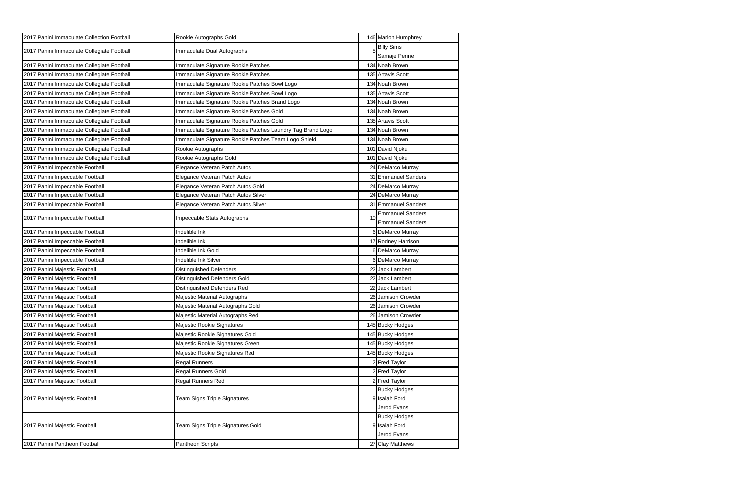| | | | |
|---|---|---|---|
| 2017 Panini Immaculate Collection Football | Rookie Autographs Gold | 146 | Marlon Humphrey |
| 2017 Panini Immaculate Collegiate Football | Immaculate Dual Autographs | 5 | Billy Sims<br>Samaje Perine |
| 2017 Panini Immaculate Collegiate Football | Immaculate Signature Rookie Patches | 134 | Noah Brown |
| 2017 Panini Immaculate Collegiate Football | Immaculate Signature Rookie Patches | 135 | Artavis Scott |
| 2017 Panini Immaculate Collegiate Football | Immaculate Signature Rookie Patches Bowl Logo | 134 | Noah Brown |
| 2017 Panini Immaculate Collegiate Football | Immaculate Signature Rookie Patches Bowl Logo | 135 | Artavis Scott |
| 2017 Panini Immaculate Collegiate Football | Immaculate Signature Rookie Patches Brand Logo | 134 | Noah Brown |
| 2017 Panini Immaculate Collegiate Football | Immaculate Signature Rookie Patches Gold | 134 | Noah Brown |
| 2017 Panini Immaculate Collegiate Football | Immaculate Signature Rookie Patches Gold | 135 | Artavis Scott |
| 2017 Panini Immaculate Collegiate Football | Immaculate Signature Rookie Patches Laundry Tag Brand Logo | 134 | Noah Brown |
| 2017 Panini Immaculate Collegiate Football | Immaculate Signature Rookie Patches Team Logo Shield | 134 | Noah Brown |
| 2017 Panini Immaculate Collegiate Football | Rookie Autographs | 101 | David Njoku |
| 2017 Panini Immaculate Collegiate Football | Rookie Autographs Gold | 101 | David Njoku |
| 2017 Panini Impeccable Football | Elegance Veteran Patch Autos | 24 | DeMarco Murray |
| 2017 Panini Impeccable Football | Elegance Veteran Patch Autos | 31 | Emmanuel Sanders |
| 2017 Panini Impeccable Football | Elegance Veteran Patch Autos Gold | 24 | DeMarco Murray |
| 2017 Panini Impeccable Football | Elegance Veteran Patch Autos Silver | 24 | DeMarco Murray |
| 2017 Panini Impeccable Football | Elegance Veteran Patch Autos Silver | 31 | Emmanuel Sanders |
| 2017 Panini Impeccable Football | Impeccable Stats Autographs | 10 | Emmanuel Sanders<br>Emmanuel Sanders |
| 2017 Panini Impeccable Football | Indelible Ink | 6 | DeMarco Murray |
| 2017 Panini Impeccable Football | Indelible Ink | 17 | Rodney Harrison |
| 2017 Panini Impeccable Football | Indelible Ink Gold | 6 | DeMarco Murray |
| 2017 Panini Impeccable Football | Indelible Ink Silver | 6 | DeMarco Murray |
| 2017 Panini Majestic Football | Distinguished Defenders | 22 | Jack Lambert |
| 2017 Panini Majestic Football | Distinguished Defenders Gold | 22 | Jack Lambert |
| 2017 Panini Majestic Football | Distinguished Defenders Red | 22 | Jack Lambert |
| 2017 Panini Majestic Football | Majestic Material Autographs | 26 | Jamison Crowder |
| 2017 Panini Majestic Football | Majestic Material Autographs Gold | 26 | Jamison Crowder |
| 2017 Panini Majestic Football | Majestic Material Autographs Red | 26 | Jamison Crowder |
| 2017 Panini Majestic Football | Majestic Rookie Signatures | 145 | Bucky Hodges |
| 2017 Panini Majestic Football | Majestic Rookie Signatures Gold | 145 | Bucky Hodges |
| 2017 Panini Majestic Football | Majestic Rookie Signatures Green | 145 | Bucky Hodges |
| 2017 Panini Majestic Football | Majestic Rookie Signatures Red | 145 | Bucky Hodges |
| 2017 Panini Majestic Football | Regal Runners | 2 | Fred Taylor |
| 2017 Panini Majestic Football | Regal Runners Gold | 2 | Fred Taylor |
| 2017 Panini Majestic Football | Regal Runners Red | 2 | Fred Taylor |
| 2017 Panini Majestic Football | Team Signs Triple Signatures | 9 | Bucky Hodges<br>Isaiah Ford<br>Jerod Evans |
| 2017 Panini Majestic Football | Team Signs Triple Signatures Gold | 9 | Bucky Hodges<br>Isaiah Ford<br>Jerod Evans |
| 2017 Panini Pantheon Football | Pantheon Scripts | 27 | Clay Matthews |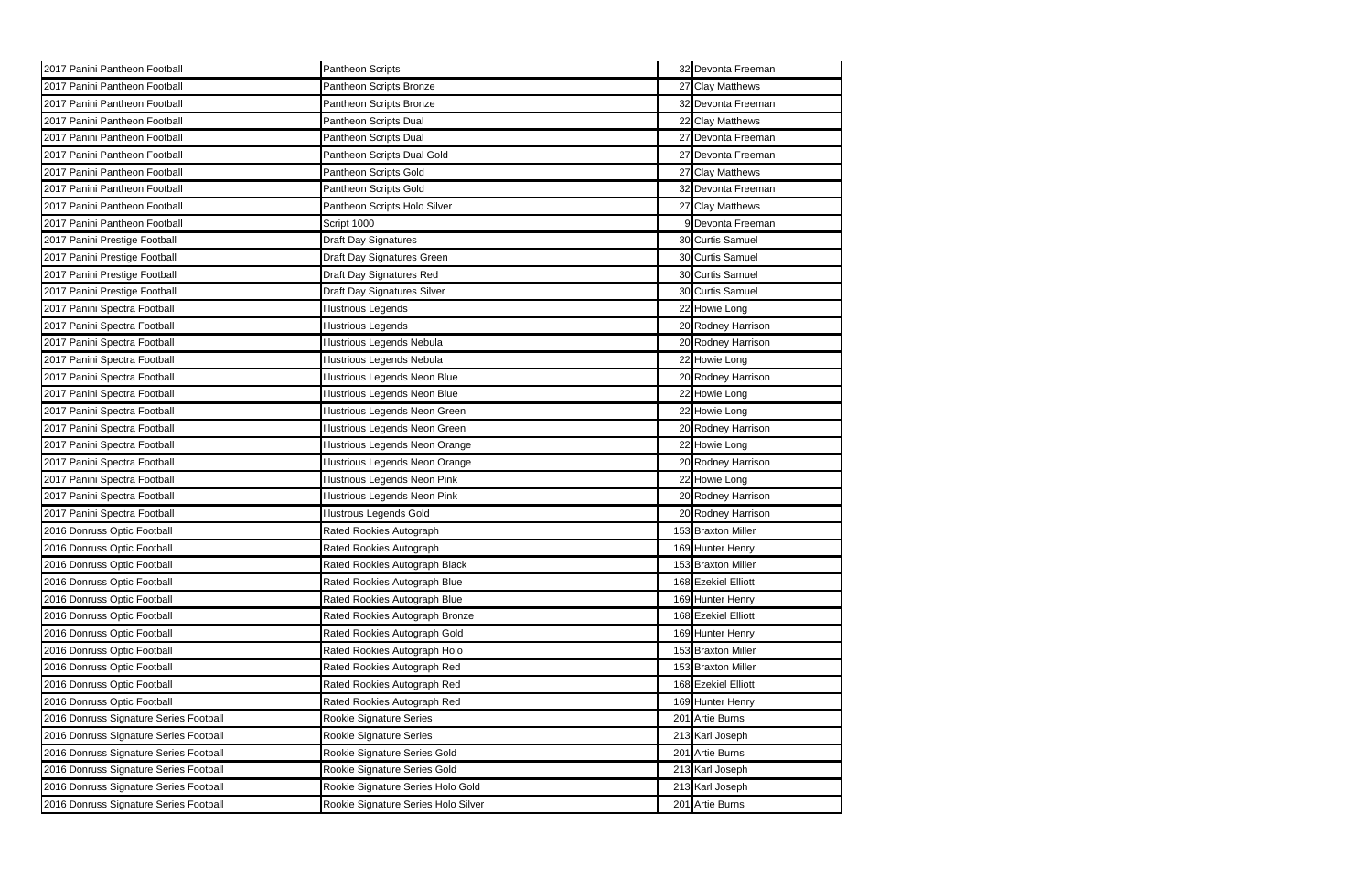| 2017 Panini Pantheon Football | Pantheon Scripts | 32 | Devonta Freeman |
|---|---|---|---|
| 2017 Panini Pantheon Football | Pantheon Scripts Bronze | 27 | Clay Matthews |
| 2017 Panini Pantheon Football | Pantheon Scripts Bronze | 32 | Devonta Freeman |
| 2017 Panini Pantheon Football | Pantheon Scripts Dual | 22 | Clay Matthews |
| 2017 Panini Pantheon Football | Pantheon Scripts Dual | 27 | Devonta Freeman |
| 2017 Panini Pantheon Football | Pantheon Scripts Dual Gold | 27 | Devonta Freeman |
| 2017 Panini Pantheon Football | Pantheon Scripts Gold | 27 | Clay Matthews |
| 2017 Panini Pantheon Football | Pantheon Scripts Gold | 32 | Devonta Freeman |
| 2017 Panini Pantheon Football | Pantheon Scripts Holo Silver | 27 | Clay Matthews |
| 2017 Panini Pantheon Football | Script 1000 | 9 | Devonta Freeman |
| 2017 Panini Prestige Football | Draft Day Signatures | 30 | Curtis Samuel |
| 2017 Panini Prestige Football | Draft Day Signatures Green | 30 | Curtis Samuel |
| 2017 Panini Prestige Football | Draft Day Signatures Red | 30 | Curtis Samuel |
| 2017 Panini Prestige Football | Draft Day Signatures Silver | 30 | Curtis Samuel |
| 2017 Panini Spectra Football | Illustrious Legends | 22 | Howie Long |
| 2017 Panini Spectra Football | Illustrious Legends | 20 | Rodney Harrison |
| 2017 Panini Spectra Football | Illustrious Legends Nebula | 20 | Rodney Harrison |
| 2017 Panini Spectra Football | Illustrious Legends Nebula | 22 | Howie Long |
| 2017 Panini Spectra Football | Illustrious Legends Neon Blue | 20 | Rodney Harrison |
| 2017 Panini Spectra Football | Illustrious Legends Neon Blue | 22 | Howie Long |
| 2017 Panini Spectra Football | Illustrious Legends Neon Green | 22 | Howie Long |
| 2017 Panini Spectra Football | Illustrious Legends Neon Green | 20 | Rodney Harrison |
| 2017 Panini Spectra Football | Illustrious Legends Neon Orange | 22 | Howie Long |
| 2017 Panini Spectra Football | Illustrious Legends Neon Orange | 20 | Rodney Harrison |
| 2017 Panini Spectra Football | Illustrious Legends Neon Pink | 22 | Howie Long |
| 2017 Panini Spectra Football | Illustrious Legends Neon Pink | 20 | Rodney Harrison |
| 2017 Panini Spectra Football | Illustrous Legends Gold | 20 | Rodney Harrison |
| 2016 Donruss Optic Football | Rated Rookies Autograph | 153 | Braxton Miller |
| 2016 Donruss Optic Football | Rated Rookies Autograph | 169 | Hunter Henry |
| 2016 Donruss Optic Football | Rated Rookies Autograph Black | 153 | Braxton Miller |
| 2016 Donruss Optic Football | Rated Rookies Autograph Blue | 168 | Ezekiel Elliott |
| 2016 Donruss Optic Football | Rated Rookies Autograph Blue | 169 | Hunter Henry |
| 2016 Donruss Optic Football | Rated Rookies Autograph Bronze | 168 | Ezekiel Elliott |
| 2016 Donruss Optic Football | Rated Rookies Autograph Gold | 169 | Hunter Henry |
| 2016 Donruss Optic Football | Rated Rookies Autograph Holo | 153 | Braxton Miller |
| 2016 Donruss Optic Football | Rated Rookies Autograph Red | 153 | Braxton Miller |
| 2016 Donruss Optic Football | Rated Rookies Autograph Red | 168 | Ezekiel Elliott |
| 2016 Donruss Optic Football | Rated Rookies Autograph Red | 169 | Hunter Henry |
| 2016 Donruss Signature Series Football | Rookie Signature Series | 201 | Artie Burns |
| 2016 Donruss Signature Series Football | Rookie Signature Series | 213 | Karl Joseph |
| 2016 Donruss Signature Series Football | Rookie Signature Series Gold | 201 | Artie Burns |
| 2016 Donruss Signature Series Football | Rookie Signature Series Gold | 213 | Karl Joseph |
| 2016 Donruss Signature Series Football | Rookie Signature Series Holo Gold | 213 | Karl Joseph |
| 2016 Donruss Signature Series Football | Rookie Signature Series Holo Silver | 201 | Artie Burns |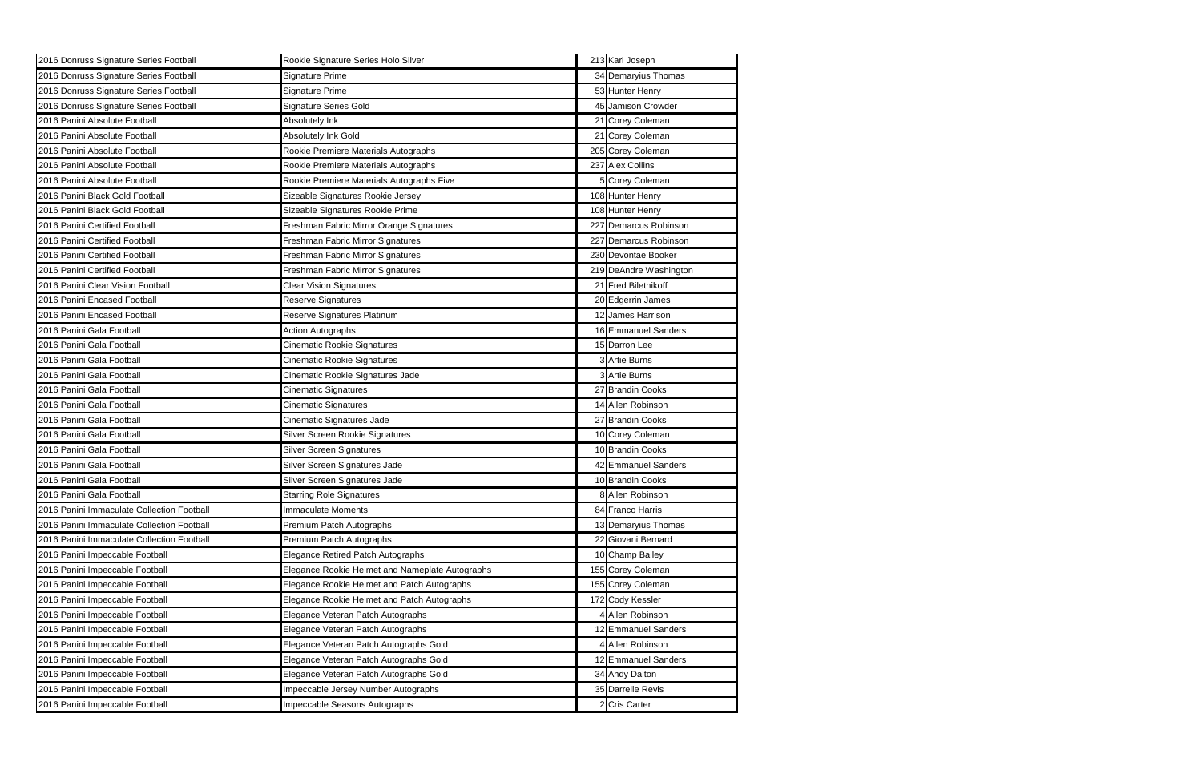| | | | |
|---|---|---|---|
| 2016 Donruss Signature Series Football | Rookie Signature Series Holo Silver | 213 | Karl Joseph |
| 2016 Donruss Signature Series Football | Signature Prime | 34 | Demaryius Thomas |
| 2016 Donruss Signature Series Football | Signature Prime | 53 | Hunter Henry |
| 2016 Donruss Signature Series Football | Signature Series Gold | 45 | Jamison Crowder |
| 2016 Panini Absolute Football | Absolutely Ink | 21 | Corey Coleman |
| 2016 Panini Absolute Football | Absolutely Ink Gold | 21 | Corey Coleman |
| 2016 Panini Absolute Football | Rookie Premiere Materials Autographs | 205 | Corey Coleman |
| 2016 Panini Absolute Football | Rookie Premiere Materials Autographs | 237 | Alex Collins |
| 2016 Panini Absolute Football | Rookie Premiere Materials Autographs Five | 5 | Corey Coleman |
| 2016 Panini Black Gold Football | Sizeable Signatures Rookie Jersey | 108 | Hunter Henry |
| 2016 Panini Black Gold Football | Sizeable Signatures Rookie Prime | 108 | Hunter Henry |
| 2016 Panini Certified Football | Freshman Fabric Mirror Orange Signatures | 227 | Demarcus Robinson |
| 2016 Panini Certified Football | Freshman Fabric Mirror Signatures | 227 | Demarcus Robinson |
| 2016 Panini Certified Football | Freshman Fabric Mirror Signatures | 230 | Devontae Booker |
| 2016 Panini Certified Football | Freshman Fabric Mirror Signatures | 219 | DeAndre Washington |
| 2016 Panini Clear Vision Football | Clear Vision Signatures | 21 | Fred Biletnikoff |
| 2016 Panini Encased Football | Reserve Signatures | 20 | Edgerrin James |
| 2016 Panini Encased Football | Reserve Signatures Platinum | 12 | James Harrison |
| 2016 Panini Gala Football | Action Autographs | 16 | Emmanuel Sanders |
| 2016 Panini Gala Football | Cinematic Rookie Signatures | 15 | Darron Lee |
| 2016 Panini Gala Football | Cinematic Rookie Signatures | 3 | Artie Burns |
| 2016 Panini Gala Football | Cinematic Rookie Signatures Jade | 3 | Artie Burns |
| 2016 Panini Gala Football | Cinematic Signatures | 27 | Brandin Cooks |
| 2016 Panini Gala Football | Cinematic Signatures | 14 | Allen Robinson |
| 2016 Panini Gala Football | Cinematic Signatures Jade | 27 | Brandin Cooks |
| 2016 Panini Gala Football | Silver Screen Rookie Signatures | 10 | Corey Coleman |
| 2016 Panini Gala Football | Silver Screen Signatures | 10 | Brandin Cooks |
| 2016 Panini Gala Football | Silver Screen Signatures Jade | 42 | Emmanuel Sanders |
| 2016 Panini Gala Football | Silver Screen Signatures Jade | 10 | Brandin Cooks |
| 2016 Panini Gala Football | Starring Role Signatures | 8 | Allen Robinson |
| 2016 Panini Immaculate Collection Football | Immaculate Moments | 84 | Franco Harris |
| 2016 Panini Immaculate Collection Football | Premium Patch Autographs | 13 | Demaryius Thomas |
| 2016 Panini Immaculate Collection Football | Premium Patch Autographs | 22 | Giovani Bernard |
| 2016 Panini Impeccable Football | Elegance Retired Patch Autographs | 10 | Champ Bailey |
| 2016 Panini Impeccable Football | Elegance Rookie Helmet and Nameplate Autographs | 155 | Corey Coleman |
| 2016 Panini Impeccable Football | Elegance Rookie Helmet and Patch Autographs | 155 | Corey Coleman |
| 2016 Panini Impeccable Football | Elegance Rookie Helmet and Patch Autographs | 172 | Cody Kessler |
| 2016 Panini Impeccable Football | Elegance Veteran Patch Autographs | 4 | Allen Robinson |
| 2016 Panini Impeccable Football | Elegance Veteran Patch Autographs | 12 | Emmanuel Sanders |
| 2016 Panini Impeccable Football | Elegance Veteran Patch Autographs Gold | 4 | Allen Robinson |
| 2016 Panini Impeccable Football | Elegance Veteran Patch Autographs Gold | 12 | Emmanuel Sanders |
| 2016 Panini Impeccable Football | Elegance Veteran Patch Autographs Gold | 34 | Andy Dalton |
| 2016 Panini Impeccable Football | Impeccable Jersey Number Autographs | 35 | Darrelle Revis |
| 2016 Panini Impeccable Football | Impeccable Seasons Autographs | 2 | Cris Carter |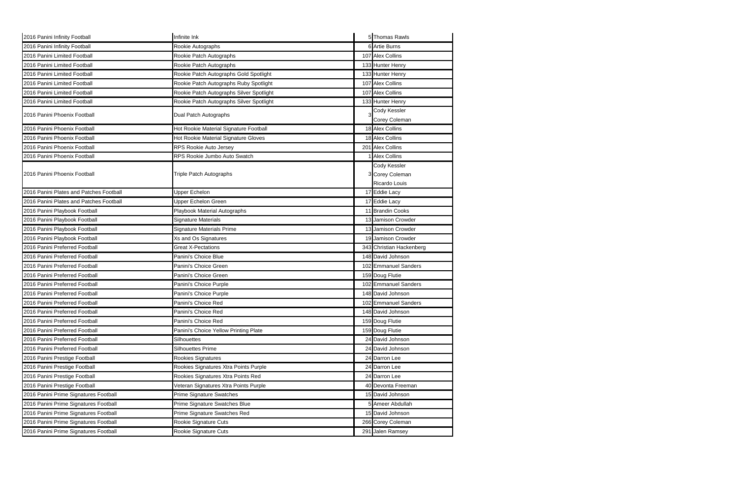| | | | |
|---|---|---|---|
| 2016 Panini Infinity Football | Infinite Ink | 5 | Thomas Rawls |
| 2016 Panini Infinity Football | Rookie Autographs | 6 | Artie Burns |
| 2016 Panini Limited Football | Rookie Patch Autographs | 107 | Alex Collins |
| 2016 Panini Limited Football | Rookie Patch Autographs | 133 | Hunter Henry |
| 2016 Panini Limited Football | Rookie Patch Autographs Gold Spotlight | 133 | Hunter Henry |
| 2016 Panini Limited Football | Rookie Patch Autographs Ruby Spotlight | 107 | Alex Collins |
| 2016 Panini Limited Football | Rookie Patch Autographs Silver Spotlight | 107 | Alex Collins |
| 2016 Panini Limited Football | Rookie Patch Autographs Silver Spotlight | 133 | Hunter Henry |
| 2016 Panini Phoenix Football | Dual Patch Autographs | 3 | Cody Kessler<br>Corey Coleman |
| 2016 Panini Phoenix Football | Hot Rookie Material Signature Football | 18 | Alex Collins |
| 2016 Panini Phoenix Football | Hot Rookie Material Signature Gloves | 18 | Alex Collins |
| 2016 Panini Phoenix Football | RPS Rookie Auto Jersey | 201 | Alex Collins |
| 2016 Panini Phoenix Football | RPS Rookie Jumbo Auto Swatch | 1 | Alex Collins |
| 2016 Panini Phoenix Football | Triple Patch Autographs | 3 | Cody Kessler<br>Corey Coleman<br>Ricardo Louis |
| 2016 Panini Plates and Patches Football | Upper Echelon | 17 | Eddie Lacy |
| 2016 Panini Plates and Patches Football | Upper Echelon Green | 17 | Eddie Lacy |
| 2016 Panini Playbook Football | Playbook Material Autographs | 11 | Brandin Cooks |
| 2016 Panini Playbook Football | Signature Materials | 13 | Jamison Crowder |
| 2016 Panini Playbook Football | Signature Materials Prime | 13 | Jamison Crowder |
| 2016 Panini Playbook Football | Xs and Os Signatures | 19 | Jamison Crowder |
| 2016 Panini Preferred Football | Great X-Pectations | 343 | Christian Hackenberg |
| 2016 Panini Preferred Football | Panini's Choice Blue | 148 | David Johnson |
| 2016 Panini Preferred Football | Panini's Choice Green | 102 | Emmanuel Sanders |
| 2016 Panini Preferred Football | Panini's Choice Green | 159 | Doug Flutie |
| 2016 Panini Preferred Football | Panini's Choice Purple | 102 | Emmanuel Sanders |
| 2016 Panini Preferred Football | Panini's Choice Purple | 148 | David Johnson |
| 2016 Panini Preferred Football | Panini's Choice Red | 102 | Emmanuel Sanders |
| 2016 Panini Preferred Football | Panini's Choice Red | 148 | David Johnson |
| 2016 Panini Preferred Football | Panini's Choice Red | 159 | Doug Flutie |
| 2016 Panini Preferred Football | Panini's Choice Yellow Printing Plate | 159 | Doug Flutie |
| 2016 Panini Preferred Football | Silhouettes | 24 | David Johnson |
| 2016 Panini Preferred Football | Silhouettes Prime | 24 | David Johnson |
| 2016 Panini Prestige Football | Rookies Signatures | 24 | Darron Lee |
| 2016 Panini Prestige Football | Rookies Signatures Xtra Points Purple | 24 | Darron Lee |
| 2016 Panini Prestige Football | Rookies Signatures Xtra Points Red | 24 | Darron Lee |
| 2016 Panini Prestige Football | Veteran Signatures Xtra Points Purple | 40 | Devonta Freeman |
| 2016 Panini Prime Signatures Football | Prime Signature Swatches | 15 | David Johnson |
| 2016 Panini Prime Signatures Football | Prime Signature Swatches Blue | 5 | Ameer Abdullah |
| 2016 Panini Prime Signatures Football | Prime Signature Swatches Red | 15 | David Johnson |
| 2016 Panini Prime Signatures Football | Rookie Signature Cuts | 266 | Corey Coleman |
| 2016 Panini Prime Signatures Football | Rookie Signature Cuts | 291 | Jalen Ramsey |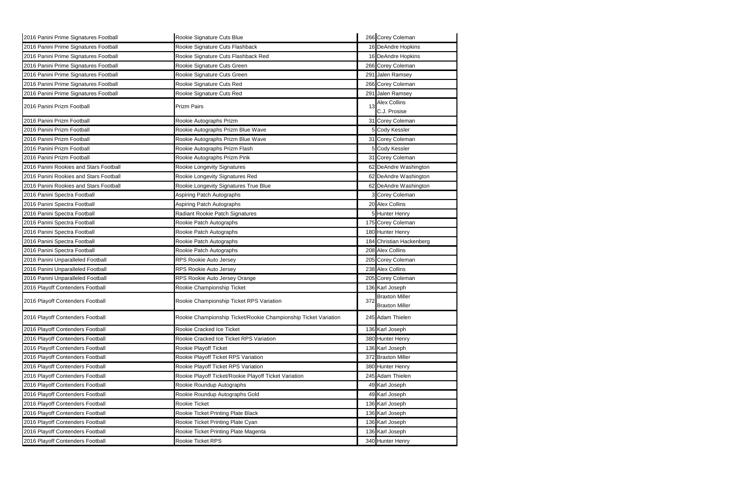| | | | |
|---|---|---|---|
| 2016 Panini Prime Signatures Football | Rookie Signature Cuts Blue | 266 | Corey Coleman |
| 2016 Panini Prime Signatures Football | Rookie Signature Cuts Flashback | 16 | DeAndre Hopkins |
| 2016 Panini Prime Signatures Football | Rookie Signature Cuts Flashback Red | 16 | DeAndre Hopkins |
| 2016 Panini Prime Signatures Football | Rookie Signature Cuts Green | 266 | Corey Coleman |
| 2016 Panini Prime Signatures Football | Rookie Signature Cuts Green | 291 | Jalen Ramsey |
| 2016 Panini Prime Signatures Football | Rookie Signature Cuts Red | 266 | Corey Coleman |
| 2016 Panini Prime Signatures Football | Rookie Signature Cuts Red | 291 | Jalen Ramsey |
| 2016 Panini Prizm Football | Prizm Pairs | 13 | Alex Collins<br>C.J. Prosise |
| 2016 Panini Prizm Football | Rookie Autographs Prizm | 31 | Corey Coleman |
| 2016 Panini Prizm Football | Rookie Autographs Prizm Blue Wave | 5 | Cody Kessler |
| 2016 Panini Prizm Football | Rookie Autographs Prizm Blue Wave | 31 | Corey Coleman |
| 2016 Panini Prizm Football | Rookie Autographs Prizm Flash | 5 | Cody Kessler |
| 2016 Panini Prizm Football | Rookie Autographs Prizm Pink | 31 | Corey Coleman |
| 2016 Panini Rookies and Stars Football | Rookie Longevity Signatures | 62 | DeAndre Washington |
| 2016 Panini Rookies and Stars Football | Rookie Longevity Signatures Red | 62 | DeAndre Washington |
| 2016 Panini Rookies and Stars Football | Rookie Longevity Signatures True Blue | 62 | DeAndre Washington |
| 2016 Panini Spectra Football | Aspiring Patch Autographs | 3 | Corey Coleman |
| 2016 Panini Spectra Football | Aspiring Patch Autographs | 20 | Alex Collins |
| 2016 Panini Spectra Football | Radiant Rookie Patch Signatures | 5 | Hunter Henry |
| 2016 Panini Spectra Football | Rookie Patch Autographs | 175 | Corey Coleman |
| 2016 Panini Spectra Football | Rookie Patch Autographs | 180 | Hunter Henry |
| 2016 Panini Spectra Football | Rookie Patch Autographs | 184 | Christian Hackenberg |
| 2016 Panini Spectra Football | Rookie Patch Autographs | 208 | Alex Collins |
| 2016 Panini Unparalleled Football | RPS Rookie Auto Jersey | 205 | Corey Coleman |
| 2016 Panini Unparalleled Football | RPS Rookie Auto Jersey | 238 | Alex Collins |
| 2016 Panini Unparalleled Football | RPS Rookie Auto Jersey Orange | 205 | Corey Coleman |
| 2016 Playoff Contenders Football | Rookie Championship Ticket | 136 | Karl Joseph |
| 2016 Playoff Contenders Football | Rookie Championship Ticket RPS Variation | 372 | Braxton Miller<br>Braxton Miller |
| 2016 Playoff Contenders Football | Rookie Championship Ticket/Rookie Championship Ticket Variation | 245 | Adam Thielen |
| 2016 Playoff Contenders Football | Rookie Cracked Ice Ticket | 136 | Karl Joseph |
| 2016 Playoff Contenders Football | Rookie Cracked Ice Ticket RPS Variation | 380 | Hunter Henry |
| 2016 Playoff Contenders Football | Rookie Playoff Ticket | 136 | Karl Joseph |
| 2016 Playoff Contenders Football | Rookie Playoff Ticket RPS Variation | 372 | Braxton Miller |
| 2016 Playoff Contenders Football | Rookie Playoff Ticket RPS Variation | 380 | Hunter Henry |
| 2016 Playoff Contenders Football | Rookie Playoff Ticket/Rookie Playoff Ticket Variation | 245 | Adam Thielen |
| 2016 Playoff Contenders Football | Rookie Roundup Autographs | 49 | Karl Joseph |
| 2016 Playoff Contenders Football | Rookie Roundup Autographs Gold | 49 | Karl Joseph |
| 2016 Playoff Contenders Football | Rookie Ticket | 136 | Karl Joseph |
| 2016 Playoff Contenders Football | Rookie Ticket Printing Plate Black | 136 | Karl Joseph |
| 2016 Playoff Contenders Football | Rookie Ticket Printing Plate Cyan | 136 | Karl Joseph |
| 2016 Playoff Contenders Football | Rookie Ticket Printing Plate Magenta | 136 | Karl Joseph |
| 2016 Playoff Contenders Football | Rookie Ticket RPS | 340 | Hunter Henry |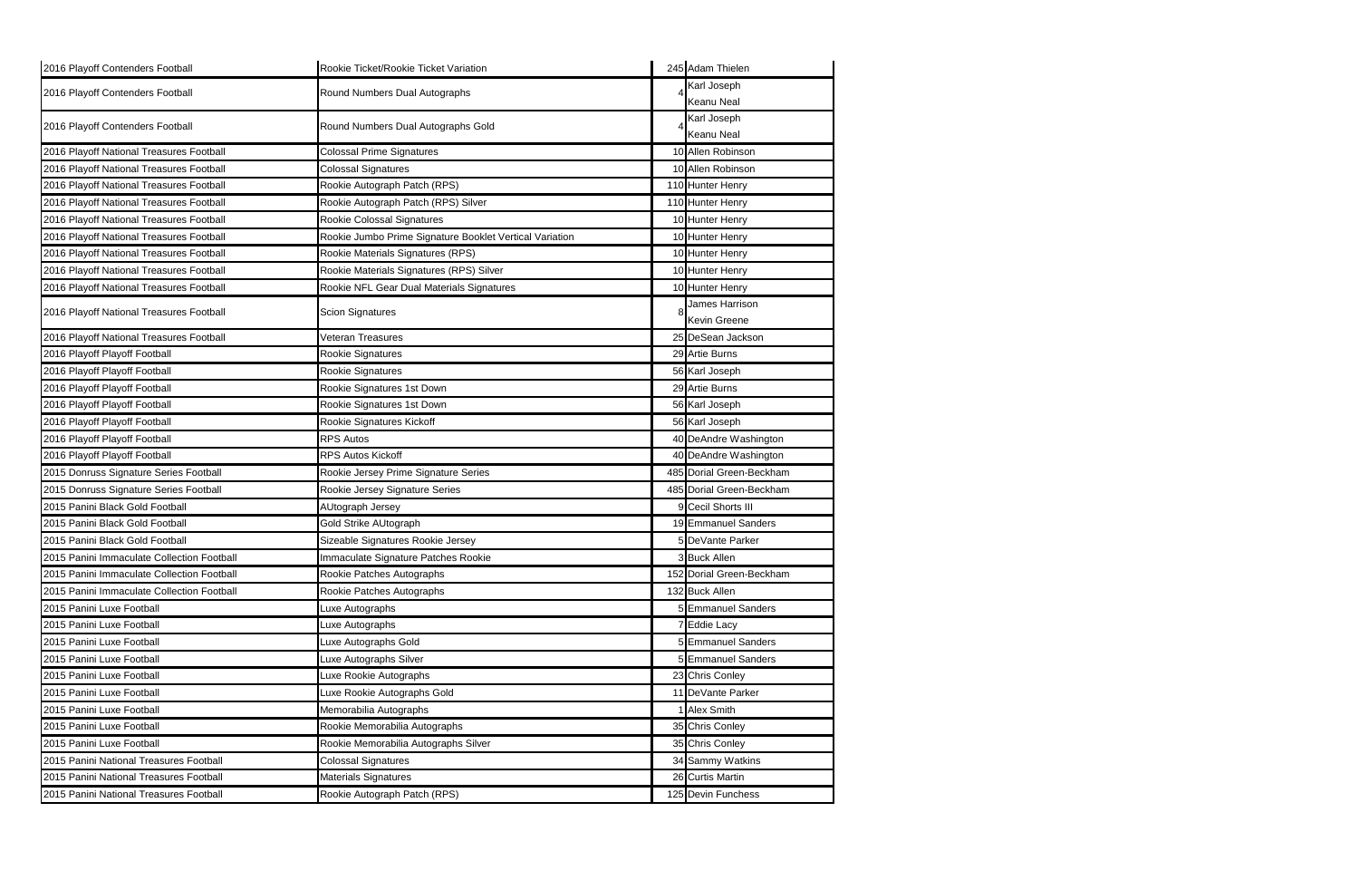| | | | |
|---|---|---|---|
| 2016 Playoff Contenders Football | Rookie Ticket/Rookie Ticket Variation | 245 | Adam Thielen |
| 2016 Playoff Contenders Football | Round Numbers Dual Autographs | 4 | Karl Joseph<br>Keanu Neal |
| 2016 Playoff Contenders Football | Round Numbers Dual Autographs Gold | 4 | Karl Joseph<br>Keanu Neal |
| 2016 Playoff National Treasures Football | Colossal Prime Signatures | 10 | Allen Robinson |
| 2016 Playoff National Treasures Football | Colossal Signatures | 10 | Allen Robinson |
| 2016 Playoff National Treasures Football | Rookie Autograph Patch (RPS) | 110 | Hunter Henry |
| 2016 Playoff National Treasures Football | Rookie Autograph Patch (RPS) Silver | 110 | Hunter Henry |
| 2016 Playoff National Treasures Football | Rookie Colossal Signatures | 10 | Hunter Henry |
| 2016 Playoff National Treasures Football | Rookie Jumbo Prime Signature Booklet Vertical Variation | 10 | Hunter Henry |
| 2016 Playoff National Treasures Football | Rookie Materials Signatures (RPS) | 10 | Hunter Henry |
| 2016 Playoff National Treasures Football | Rookie Materials Signatures (RPS) Silver | 10 | Hunter Henry |
| 2016 Playoff National Treasures Football | Rookie NFL Gear Dual Materials Signatures | 10 | Hunter Henry |
| 2016 Playoff National Treasures Football | Scion Signatures | 8 | James Harrison<br>Kevin Greene |
| 2016 Playoff National Treasures Football | Veteran Treasures | 25 | DeSean Jackson |
| 2016 Playoff Playoff Football | Rookie Signatures | 29 | Artie Burns |
| 2016 Playoff Playoff Football | Rookie Signatures | 56 | Karl Joseph |
| 2016 Playoff Playoff Football | Rookie Signatures 1st Down | 29 | Artie Burns |
| 2016 Playoff Playoff Football | Rookie Signatures 1st Down | 56 | Karl Joseph |
| 2016 Playoff Playoff Football | Rookie Signatures Kickoff | 56 | Karl Joseph |
| 2016 Playoff Playoff Football | RPS Autos | 40 | DeAndre Washington |
| 2016 Playoff Playoff Football | RPS Autos Kickoff | 40 | DeAndre Washington |
| 2015 Donruss Signature Series Football | Rookie Jersey Prime Signature Series | 485 | Dorial Green-Beckham |
| 2015 Donruss Signature Series Football | Rookie Jersey Signature Series | 485 | Dorial Green-Beckham |
| 2015 Panini Black Gold Football | AUtograph Jersey | 9 | Cecil Shorts III |
| 2015 Panini Black Gold Football | Gold Strike AUtograph | 19 | Emmanuel Sanders |
| 2015 Panini Black Gold Football | Sizeable Signatures Rookie Jersey | 5 | DeVante Parker |
| 2015 Panini Immaculate Collection Football | Immaculate Signature Patches Rookie | 3 | Buck Allen |
| 2015 Panini Immaculate Collection Football | Rookie Patches Autographs | 152 | Dorial Green-Beckham |
| 2015 Panini Immaculate Collection Football | Rookie Patches Autographs | 132 | Buck Allen |
| 2015 Panini Luxe Football | Luxe Autographs | 5 | Emmanuel Sanders |
| 2015 Panini Luxe Football | Luxe Autographs | 7 | Eddie Lacy |
| 2015 Panini Luxe Football | Luxe Autographs Gold | 5 | Emmanuel Sanders |
| 2015 Panini Luxe Football | Luxe Autographs Silver | 5 | Emmanuel Sanders |
| 2015 Panini Luxe Football | Luxe Rookie Autographs | 23 | Chris Conley |
| 2015 Panini Luxe Football | Luxe Rookie Autographs Gold | 11 | DeVante Parker |
| 2015 Panini Luxe Football | Memorabilia Autographs | 1 | Alex Smith |
| 2015 Panini Luxe Football | Rookie Memorabilia Autographs | 35 | Chris Conley |
| 2015 Panini Luxe Football | Rookie Memorabilia Autographs Silver | 35 | Chris Conley |
| 2015 Panini National Treasures Football | Colossal Signatures | 34 | Sammy Watkins |
| 2015 Panini National Treasures Football | Materials Signatures | 26 | Curtis Martin |
| 2015 Panini National Treasures Football | Rookie Autograph Patch (RPS) | 125 | Devin Funchess |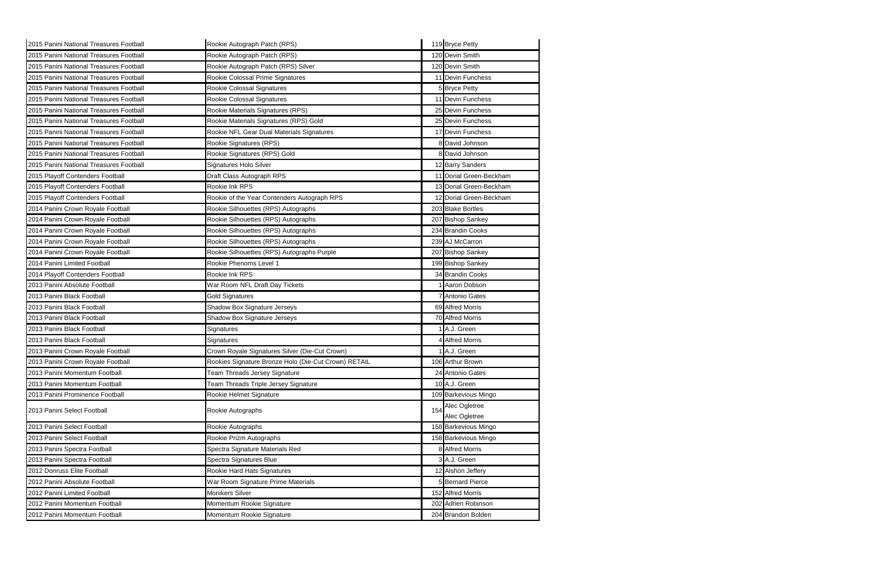| | | | |
|---|---|---|---|
| 2015 Panini National Treasures Football | Rookie Autograph Patch (RPS) | 119 | Bryce Petty |
| 2015 Panini National Treasures Football | Rookie Autograph Patch (RPS) | 120 | Devin Smith |
| 2015 Panini National Treasures Football | Rookie Autograph Patch (RPS) Silver | 120 | Devin Smith |
| 2015 Panini National Treasures Football | Rookie Colossal Prime Signatures | 11 | Devin Funchess |
| 2015 Panini National Treasures Football | Rookie Colossal Signatures | 5 | Bryce Petty |
| 2015 Panini National Treasures Football | Rookie Colossal Signatures | 11 | Devin Funchess |
| 2015 Panini National Treasures Football | Rookie Materials Signatures (RPS) | 25 | Devin Funchess |
| 2015 Panini National Treasures Football | Rookie Materials Signatures (RPS) Gold | 25 | Devin Funchess |
| 2015 Panini National Treasures Football | Rookie NFL Gear Dual Materials Signatures | 17 | Devin Funchess |
| 2015 Panini National Treasures Football | Rookie Signatures (RPS) | 8 | David Johnson |
| 2015 Panini National Treasures Football | Rookie Signatures (RPS) Gold | 8 | David Johnson |
| 2015 Panini National Treasures Football | Signatures Holo Silver | 12 | Barry Sanders |
| 2015 Playoff Contenders Football | Draft Class Autograph RPS | 11 | Dorial Green-Beckham |
| 2015 Playoff Contenders Football | Rookie Ink RPS | 13 | Dorial Green-Beckham |
| 2015 Playoff Contenders Football | Rookie of the Year Contenders Autograph RPS | 12 | Dorial Green-Beckham |
| 2014 Panini Crown Royale Football | Rookie Silhouettes (RPS) Autographs | 203 | Blake Bortles |
| 2014 Panini Crown Royale Football | Rookie Silhouettes (RPS) Autographs | 207 | Bishop Sankey |
| 2014 Panini Crown Royale Football | Rookie Silhouettes (RPS) Autographs | 234 | Brandin Cooks |
| 2014 Panini Crown Royale Football | Rookie Silhouettes (RPS) Autographs | 239 | AJ McCarron |
| 2014 Panini Crown Royale Football | Rookie Silhouettes (RPS) Autographs Purple | 207 | Bishop Sankey |
| 2014 Panini Limited Football | Rookie Phenoms Level 1 | 199 | Bishop Sankey |
| 2014 Playoff Contenders Football | Rookie Ink RPS | 34 | Brandin Cooks |
| 2013 Panini Absolute Football | War Room NFL Draft Day Tickets | 1 | Aaron Dobson |
| 2013 Panini Black Football | Gold Signatures | 7 | Antonio Gates |
| 2013 Panini Black Football | Shadow Box Signature Jerseys | 69 | Alfred Morris |
| 2013 Panini Black Football | Shadow Box Signature Jerseys | 70 | Alfred Morris |
| 2013 Panini Black Football | Signatures | 1 | A.J. Green |
| 2013 Panini Black Football | Signatures | 4 | Alfred Morris |
| 2013 Panini Crown Royale Football | Crown Royale Signatures Silver (Die-Cut Crown) | 1 | A.J. Green |
| 2013 Panini Crown Royale Football | Rookies Signature Bronze Holo (Die-Cut Crown) RETAIL | 106 | Arthur Brown |
| 2013 Panini Momentum Football | Team Threads Jersey Signature | 24 | Antonio Gates |
| 2013 Panini Momentum Football | Team Threads Triple Jersey Signature | 10 | A.J. Green |
| 2013 Panini Prominence Football | Rookie Helmet Signature | 109 | Barkevious Mingo |
| 2013 Panini Select Football | Rookie Autographs | 154 | Alec Ogletree<br>Alec Ogletree |
| 2013 Panini Select Football | Rookie Autographs | 158 | Barkevious Mingo |
| 2013 Panini Select Football | Rookie Prizm Autographs | 158 | Barkevious Mingo |
| 2013 Panini Spectra Football | Spectra Signature Materials Red | 8 | Alfred Morris |
| 2013 Panini Spectra Football | Spectra Signatures Blue | 3 | A.J. Green |
| 2012 Donruss Elite Football | Rookie Hard Hats Signatures | 12 | Alshon Jeffery |
| 2012 Panini Absolute Football | War Room Signature Prime Materials | 5 | Bernard Pierce |
| 2012 Panini Limited Football | Monikers Silver | 152 | Alfred Morris |
| 2012 Panini Momentum Football | Momentum Rookie Signature | 202 | Adrien Robinson |
| 2012 Panini Momentum Football | Momentum Rookie Signature | 204 | Brandon Bolden |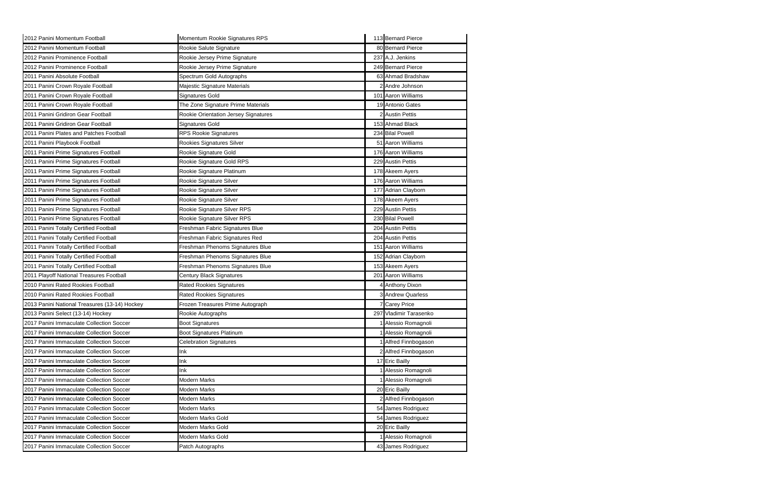| | | | |
|---|---|---|---|
| 2012 Panini Momentum Football | Momentum Rookie Signatures RPS | 113 | Bernard Pierce |
| 2012 Panini Momentum Football | Rookie Salute Signature | 80 | Bernard Pierce |
| 2012 Panini Prominence Football | Rookie Jersey Prime Signature | 237 | A.J. Jenkins |
| 2012 Panini Prominence Football | Rookie Jersey Prime Signature | 249 | Bernard Pierce |
| 2011 Panini Absolute Football | Spectrum Gold Autographs | 63 | Ahmad Bradshaw |
| 2011 Panini Crown Royale Football | Majestic Signature Materials | 2 | Andre Johnson |
| 2011 Panini Crown Royale Football | Signatures Gold | 101 | Aaron Williams |
| 2011 Panini Crown Royale Football | The Zone Signature Prime Materials | 19 | Antonio Gates |
| 2011 Panini Gridiron Gear Football | Rookie Orientation Jersey Signatures | 2 | Austin Pettis |
| 2011 Panini Gridiron Gear Football | Signatures Gold | 153 | Ahmad Black |
| 2011 Panini Plates and Patches Football | RPS Rookie Signatures | 234 | Bilal Powell |
| 2011 Panini Playbook Football | Rookies Signatures Silver | 51 | Aaron Williams |
| 2011 Panini Prime Signatures Football | Rookie Signature Gold | 176 | Aaron Williams |
| 2011 Panini Prime Signatures Football | Rookie Signature Gold RPS | 229 | Austin Pettis |
| 2011 Panini Prime Signatures Football | Rookie Signature Platinum | 178 | Akeem Ayers |
| 2011 Panini Prime Signatures Football | Rookie Signature Silver | 176 | Aaron Williams |
| 2011 Panini Prime Signatures Football | Rookie Signature Silver | 177 | Adrian Clayborn |
| 2011 Panini Prime Signatures Football | Rookie Signature Silver | 178 | Akeem Ayers |
| 2011 Panini Prime Signatures Football | Rookie Signature Silver RPS | 229 | Austin Pettis |
| 2011 Panini Prime Signatures Football | Rookie Signature Silver RPS | 230 | Bilal Powell |
| 2011 Panini Totally Certified Football | Freshman Fabric Signatures Blue | 204 | Austin Pettis |
| 2011 Panini Totally Certified Football | Freshman Fabric Signatures Red | 204 | Austin Pettis |
| 2011 Panini Totally Certified Football | Freshman Phenoms Signatures Blue | 151 | Aaron Williams |
| 2011 Panini Totally Certified Football | Freshman Phenoms Signatures Blue | 152 | Adrian Clayborn |
| 2011 Panini Totally Certified Football | Freshman Phenoms Signatures Blue | 153 | Akeem Ayers |
| 2011 Playoff National Treasures Football | Century Black Signatures | 201 | Aaron Williams |
| 2010 Panini Rated Rookies Football | Rated Rookies Signatures | 4 | Anthony Dixon |
| 2010 Panini Rated Rookies Football | Rated Rookies Signatures | 3 | Andrew Quarless |
| 2013 Panini National Treasures (13-14) Hockey | Frozen Treasures Prime Autograph | 7 | Carey Price |
| 2013 Panini Select (13-14) Hockey | Rookie Autographs | 297 | Vladimir Tarasenko |
| 2017 Panini Immaculate Collection Soccer | Boot Signatures | 1 | Alessio Romagnoli |
| 2017 Panini Immaculate Collection Soccer | Boot Signatures Platinum | 1 | Alessio Romagnoli |
| 2017 Panini Immaculate Collection Soccer | Celebration Signatures | 1 | Alfred Finnbogason |
| 2017 Panini Immaculate Collection Soccer | Ink | 2 | Alfred Finnbogason |
| 2017 Panini Immaculate Collection Soccer | Ink | 17 | Eric Bailly |
| 2017 Panini Immaculate Collection Soccer | Ink | 1 | Alessio Romagnoli |
| 2017 Panini Immaculate Collection Soccer | Modern Marks | 1 | Alessio Romagnoli |
| 2017 Panini Immaculate Collection Soccer | Modern Marks | 20 | Eric Bailly |
| 2017 Panini Immaculate Collection Soccer | Modern Marks | 2 | Alfred Finnbogason |
| 2017 Panini Immaculate Collection Soccer | Modern Marks | 54 | James Rodriguez |
| 2017 Panini Immaculate Collection Soccer | Modern Marks Gold | 54 | James Rodriguez |
| 2017 Panini Immaculate Collection Soccer | Modern Marks Gold | 20 | Eric Bailly |
| 2017 Panini Immaculate Collection Soccer | Modern Marks Gold | 1 | Alessio Romagnoli |
| 2017 Panini Immaculate Collection Soccer | Patch Autographs | 43 | James Rodriguez |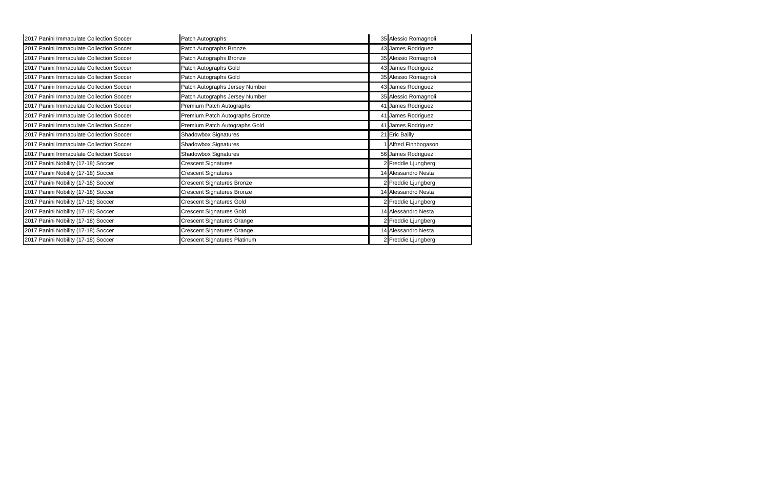| | | | |
|---|---|---|---|
| 2017 Panini Immaculate Collection Soccer | Patch Autographs | 35 | Alessio Romagnoli |
| 2017 Panini Immaculate Collection Soccer | Patch Autographs Bronze | 43 | James Rodriguez |
| 2017 Panini Immaculate Collection Soccer | Patch Autographs Bronze | 35 | Alessio Romagnoli |
| 2017 Panini Immaculate Collection Soccer | Patch Autographs Gold | 43 | James Rodriguez |
| 2017 Panini Immaculate Collection Soccer | Patch Autographs Gold | 35 | Alessio Romagnoli |
| 2017 Panini Immaculate Collection Soccer | Patch Autographs Jersey Number | 43 | James Rodriguez |
| 2017 Panini Immaculate Collection Soccer | Patch Autographs Jersey Number | 35 | Alessio Romagnoli |
| 2017 Panini Immaculate Collection Soccer | Premium Patch Autographs | 41 | James Rodriguez |
| 2017 Panini Immaculate Collection Soccer | Premium Patch Autographs Bronze | 41 | James Rodriguez |
| 2017 Panini Immaculate Collection Soccer | Premium Patch Autographs Gold | 41 | James Rodriguez |
| 2017 Panini Immaculate Collection Soccer | Shadowbox Signatures | 21 | Eric Bailly |
| 2017 Panini Immaculate Collection Soccer | Shadowbox Signatures | 1 | Alfred Finnbogason |
| 2017 Panini Immaculate Collection Soccer | Shadowbox Signatures | 56 | James Rodriguez |
| 2017 Panini Nobility (17-18) Soccer | Crescent Signatures | 2 | Freddie Ljungberg |
| 2017 Panini Nobility (17-18) Soccer | Crescent Signatures | 14 | Alessandro Nesta |
| 2017 Panini Nobility (17-18) Soccer | Crescent Signatures Bronze | 2 | Freddie Ljungberg |
| 2017 Panini Nobility (17-18) Soccer | Crescent Signatures Bronze | 14 | Alessandro Nesta |
| 2017 Panini Nobility (17-18) Soccer | Crescent Signatures Gold | 2 | Freddie Ljungberg |
| 2017 Panini Nobility (17-18) Soccer | Crescent Signatures Gold | 14 | Alessandro Nesta |
| 2017 Panini Nobility (17-18) Soccer | Crescent Signatures Orange | 2 | Freddie Ljungberg |
| 2017 Panini Nobility (17-18) Soccer | Crescent Signatures Orange | 14 | Alessandro Nesta |
| 2017 Panini Nobility (17-18) Soccer | Crescent Signatures Platinum | 2 | Freddie Ljungberg |